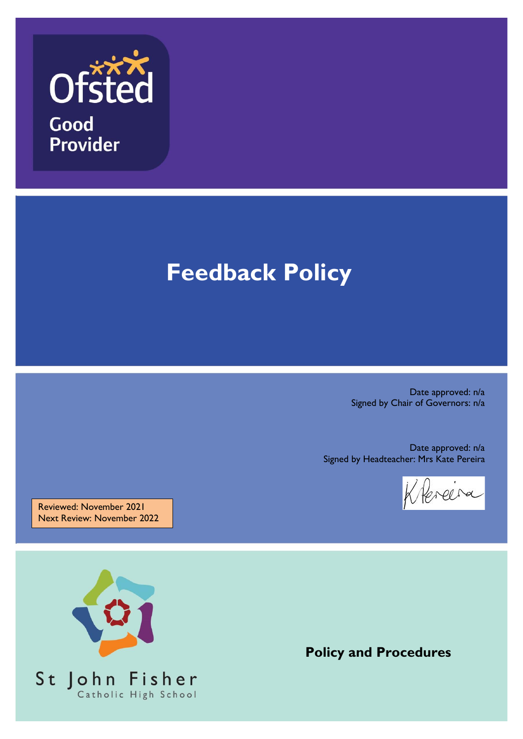Ofsted

Good Provider

# Feedback Policy

Date approved: n/a
Signed by Chair of Governors: n/a

Date approved: n/a
Signed by Headteacher: Mrs Kate Pereira

Reviewed: November 2021
Next Review: November 2022

St John Fisher
Catholic High School

**Policy and Procedures**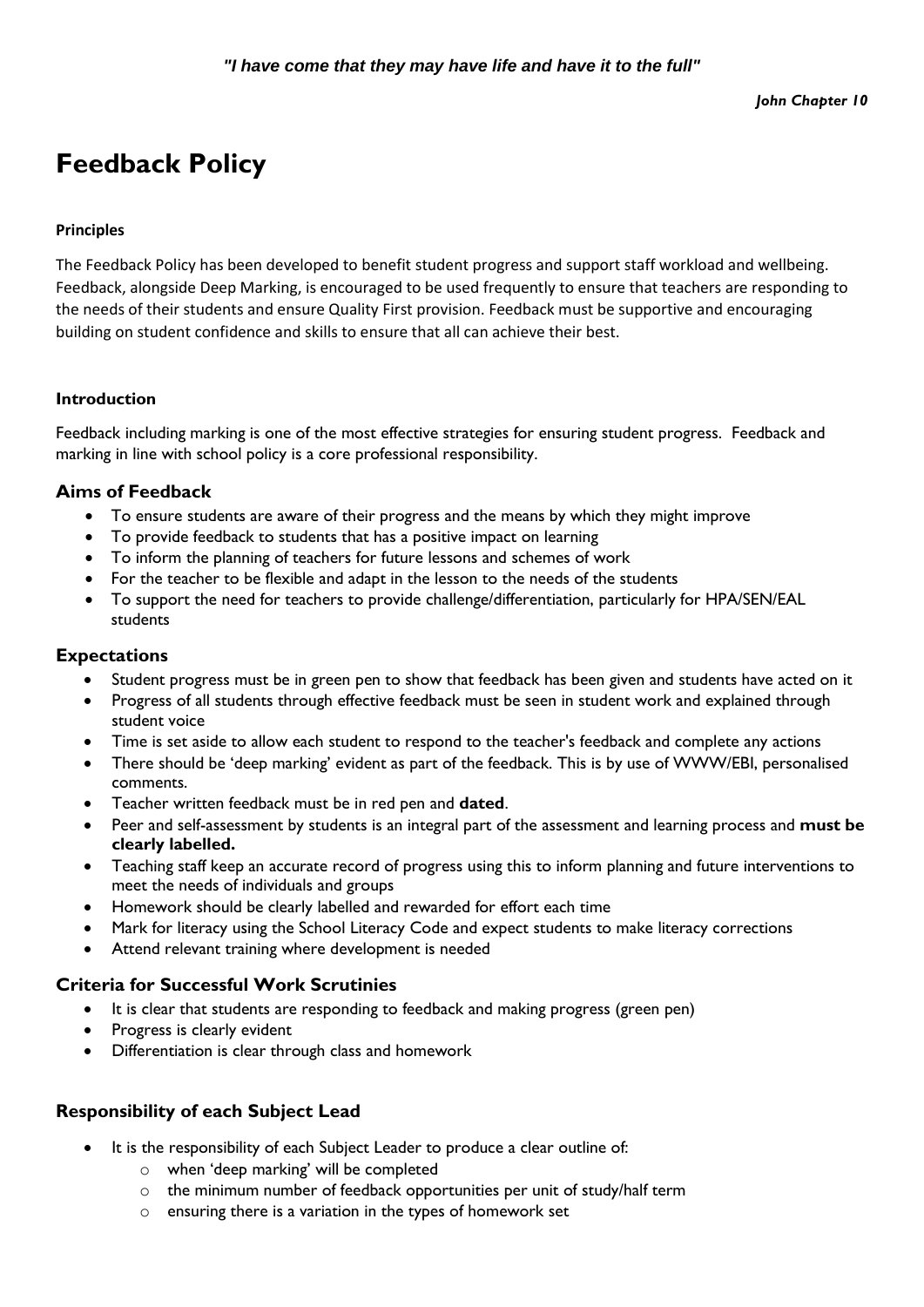*"I have come that they may have life and have it to the full"*

***John Chapter 10***

# Feedback Policy

**Principles**

The Feedback Policy has been developed to benefit student progress and support staff workload and wellbeing. Feedback, alongside Deep Marking, is encouraged to be used frequently to ensure that teachers are responding to the needs of their students and ensure Quality First provision. Feedback must be supportive and encouraging building on student confidence and skills to ensure that all can achieve their best.

**Introduction**

Feedback including marking is one of the most effective strategies for ensuring student progress. Feedback and marking in line with school policy is a core professional responsibility.

### Aims of Feedback

- To ensure students are aware of their progress and the means by which they might improve
- To provide feedback to students that has a positive impact on learning
- To inform the planning of teachers for future lessons and schemes of work
- For the teacher to be flexible and adapt in the lesson to the needs of the students
- To support the need for teachers to provide challenge/differentiation, particularly for HPA/SEN/EAL students

### Expectations

- Student progress must be in green pen to show that feedback has been given and students have acted on it
- Progress of all students through effective feedback must be seen in student work and explained through student voice
- Time is set aside to allow each student to respond to the teacher's feedback and complete any actions
- There should be 'deep marking' evident as part of the feedback. This is by use of WWW/EBI, personalised comments.
- Teacher written feedback must be in red pen and **dated**.
- Peer and self-assessment by students is an integral part of the assessment and learning process and **must be clearly labelled.**
- Teaching staff keep an accurate record of progress using this to inform planning and future interventions to meet the needs of individuals and groups
- Homework should be clearly labelled and rewarded for effort each time
- Mark for literacy using the School Literacy Code and expect students to make literacy corrections
- Attend relevant training where development is needed

### Criteria for Successful Work Scrutinies

- It is clear that students are responding to feedback and making progress (green pen)
- Progress is clearly evident
- Differentiation is clear through class and homework

### Responsibility of each Subject Lead

- It is the responsibility of each Subject Leader to produce a clear outline of:
  - when 'deep marking' will be completed
  - the minimum number of feedback opportunities per unit of study/half term
  - ensuring there is a variation in the types of homework set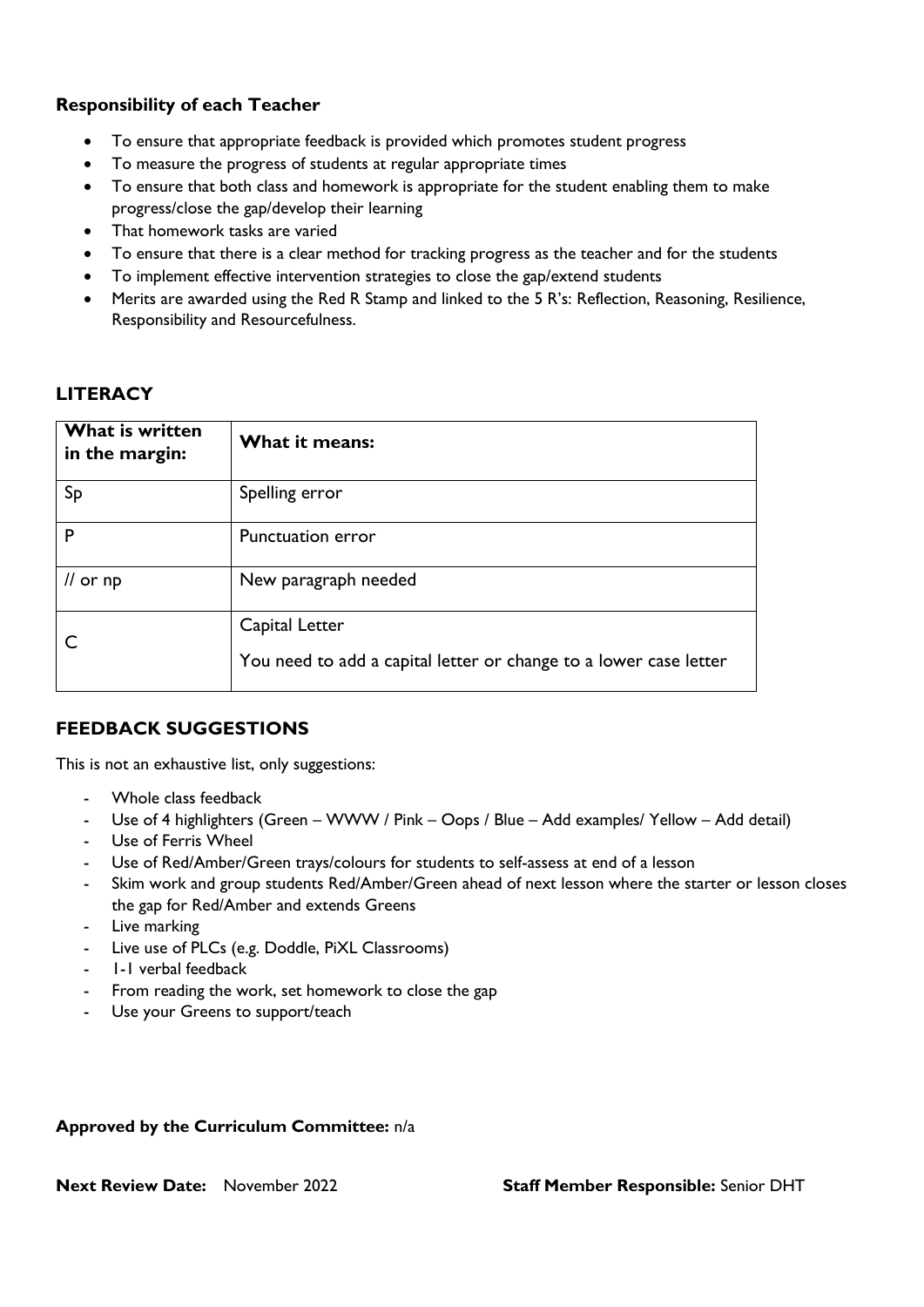**Responsibility of each Teacher**

- To ensure that appropriate feedback is provided which promotes student progress
- To measure the progress of students at regular appropriate times
- To ensure that both class and homework is appropriate for the student enabling them to make progress/close the gap/develop their learning
- That homework tasks are varied
- To ensure that there is a clear method for tracking progress as the teacher and for the students
- To implement effective intervention strategies to close the gap/extend students
- Merits are awarded using the Red R Stamp and linked to the 5 R's: Reflection, Reasoning, Resilience, Responsibility and Resourcefulness.

## LITERACY

| What is written in the margin: | What it means: |
|---|---|
| Sp | Spelling error |
| P | Punctuation error |
| // or np | New paragraph needed |
| C | Capital Letter<br>You need to add a capital letter or change to a lower case letter |

## FEEDBACK SUGGESTIONS

This is not an exhaustive list, only suggestions:

- Whole class feedback
- Use of 4 highlighters (Green – WWW / Pink – Oops / Blue – Add examples/ Yellow – Add detail)
- Use of Ferris Wheel
- Use of Red/Amber/Green trays/colours for students to self-assess at end of a lesson
- Skim work and group students Red/Amber/Green ahead of next lesson where the starter or lesson closes the gap for Red/Amber and extends Greens
- Live marking
- Live use of PLCs (e.g. Doddle, PiXL Classrooms)
- 1-1 verbal feedback
- From reading the work, set homework to close the gap
- Use your Greens to support/teach

**Approved by the Curriculum Committee:** n/a

**Next Review Date:** November 2022 **Staff Member Responsible:** Senior DHT